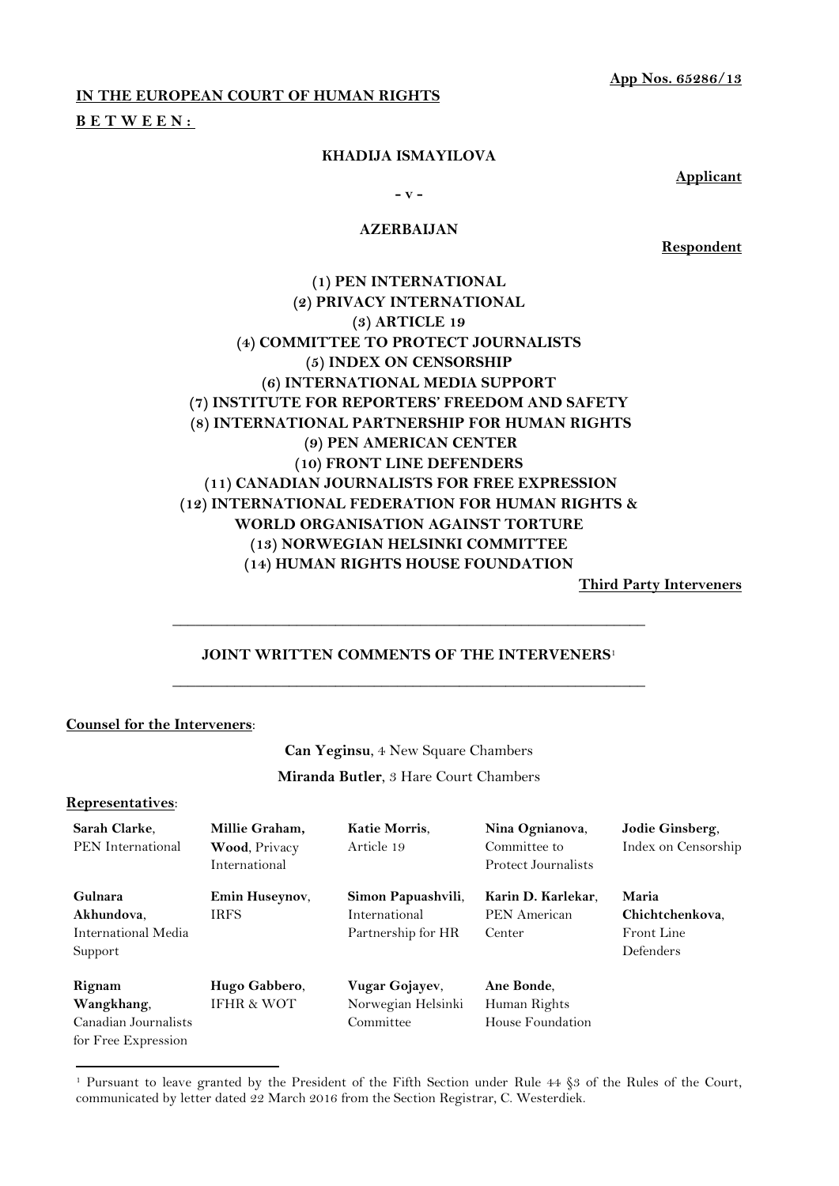**App Nos. 65286/13**

**IN THE EUROPEAN COURT OF HUMAN RIGHTS**

**B E T W E E N :**

**KHADIJA ISMAYILOVA**

**Applicant**

**- v -**

**AZERBAIJAN**

**Respondent**

**(1) PEN INTERNATIONAL**
**(2) PRIVACY INTERNATIONAL**
**(3) ARTICLE 19**
**(4) COMMITTEE TO PROTECT JOURNALISTS**
**(5) INDEX ON CENSORSHIP**
**(6) INTERNATIONAL MEDIA SUPPORT**
**(7) INSTITUTE FOR REPORTERS' FREEDOM AND SAFETY**
**(8) INTERNATIONAL PARTNERSHIP FOR HUMAN RIGHTS**
**(9) PEN AMERICAN CENTER**
**(10) FRONT LINE DEFENDERS**
**(11) CANADIAN JOURNALISTS FOR FREE EXPRESSION**
**(12) INTERNATIONAL FEDERATION FOR HUMAN RIGHTS & WORLD ORGANISATION AGAINST TORTURE**
**(13) NORWEGIAN HELSINKI COMMITTEE**
**(14) HUMAN RIGHTS HOUSE FOUNDATION**

**Third Party Interveners**

---

**JOINT WRITTEN COMMENTS OF THE INTERVENERS**[1]

---

**Counsel for the Interveners**:

**Can Yeginsu**, 4 New Square Chambers

**Miranda Butler**, 3 Hare Court Chambers

**Representatives**:

| | | | | |
|---|---|---|---|---|
| **Sarah Clarke**, PEN International | **Millie Graham, Wood**, Privacy International | **Katie Morris**, Article 19 | **Nina Ognianova**, Committee to Protect Journalists | **Jodie Ginsberg**, Index on Censorship |
| **Gulnara Akhundova**, International Media Support | **Emin Huseynov**, IRFS | **Simon Papuashvili**, International Partnership for HR | **Karin D. Karlekar**, PEN American Center | **Maria Chichtchenkova**, Front Line Defenders |
| **Rignam Wangkhang**, Canadian Journalists for Free Expression | **Hugo Gabbero**, IFHR & WOT | **Vugar Gojayev**, Norwegian Helsinki Committee | **Ane Bonde**, Human Rights House Foundation | |

[1] Pursuant to leave granted by the President of the Fifth Section under Rule 44 §3 of the Rules of the Court, communicated by letter dated 22 March 2016 from the Section Registrar, C. Westerdiek.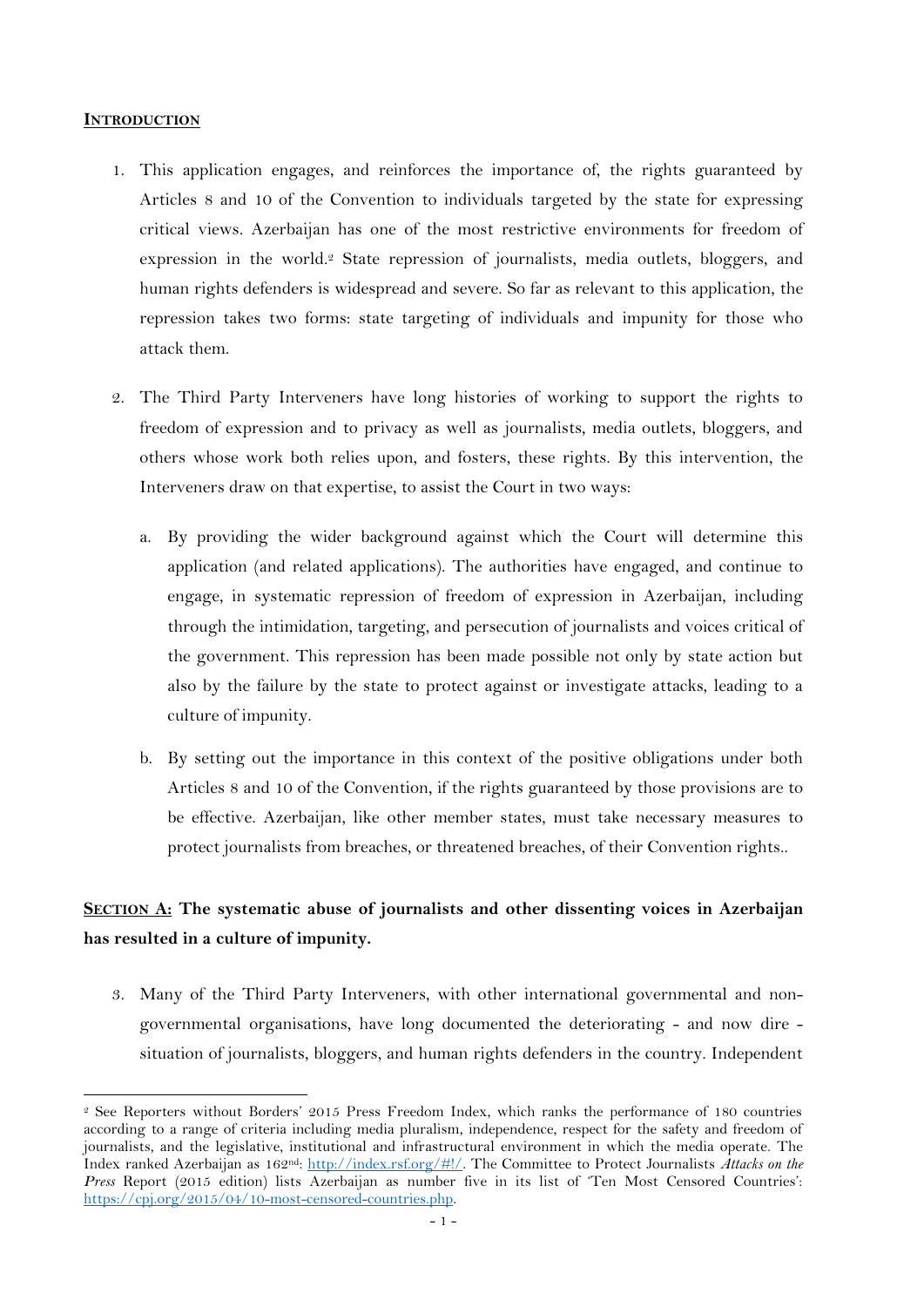## **INTRODUCTION**

1. This application engages, and reinforces the importance of, the rights guaranteed by Articles 8 and 10 of the Convention to individuals targeted by the state for expressing critical views. Azerbaijan has one of the most restrictive environments for freedom of expression in the world.[2] State repression of journalists, media outlets, bloggers, and human rights defenders is widespread and severe. So far as relevant to this application, the repression takes two forms: state targeting of individuals and impunity for those who attack them.

2. The Third Party Interveners have long histories of working to support the rights to freedom of expression and to privacy as well as journalists, media outlets, bloggers, and others whose work both relies upon, and fosters, these rights. By this intervention, the Interveners draw on that expertise, to assist the Court in two ways:

   a. By providing the wider background against which the Court will determine this application (and related applications). The authorities have engaged, and continue to engage, in systematic repression of freedom of expression in Azerbaijan, including through the intimidation, targeting, and persecution of journalists and voices critical of the government. This repression has been made possible not only by state action but also by the failure by the state to protect against or investigate attacks, leading to a culture of impunity.

   b. By setting out the importance in this context of the positive obligations under both Articles 8 and 10 of the Convention, if the rights guaranteed by those provisions are to be effective. Azerbaijan, like other member states, must take necessary measures to protect journalists from breaches, or threatened breaches, of their Convention rights..

## **SECTION A: The systematic abuse of journalists and other dissenting voices in Azerbaijan has resulted in a culture of impunity.**

3. Many of the Third Party Interveners, with other international governmental and non-governmental organisations, have long documented the deteriorating - and now dire - situation of journalists, bloggers, and human rights defenders in the country. Independent

---

[2] See Reporters without Borders' 2015 Press Freedom Index, which ranks the performance of 180 countries according to a range of criteria including media pluralism, independence, respect for the safety and freedom of journalists, and the legislative, institutional and infrastructural environment in which the media operate. The Index ranked Azerbaijan as 162nd: http://index.rsf.org/#!/. The Committee to Protect Journalists *Attacks on the Press* Report (2015 edition) lists Azerbaijan as number five in its list of 'Ten Most Censored Countries': https://cpj.org/2015/04/10-most-censored-countries.php.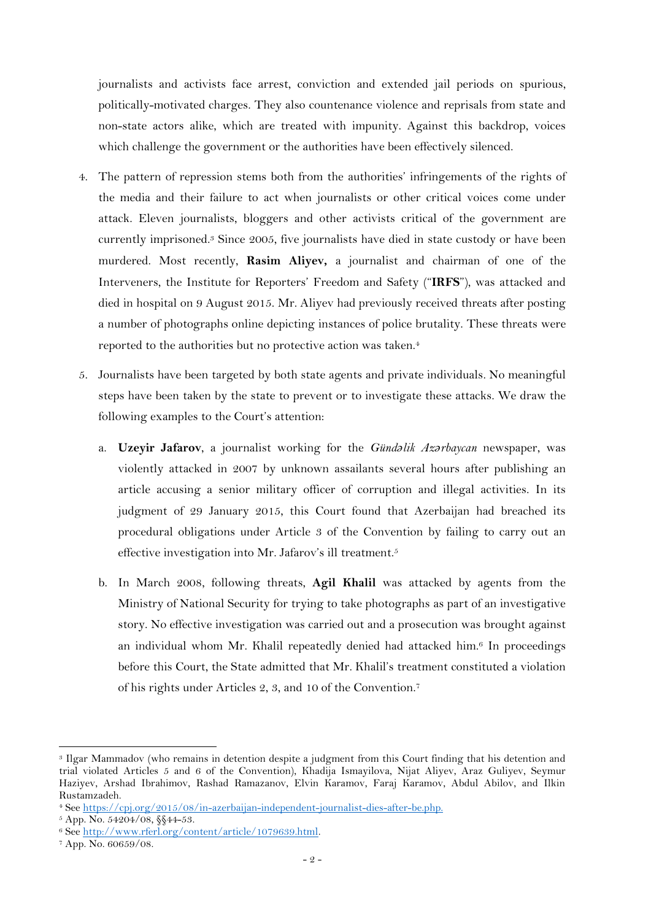journalists and activists face arrest, conviction and extended jail periods on spurious, politically-motivated charges. They also countenance violence and reprisals from state and non-state actors alike, which are treated with impunity. Against this backdrop, voices which challenge the government or the authorities have been effectively silenced.

4. The pattern of repression stems both from the authorities' infringements of the rights of the media and their failure to act when journalists or other critical voices come under attack. Eleven journalists, bloggers and other activists critical of the government are currently imprisoned.[3] Since 2005, five journalists have died in state custody or have been murdered. Most recently, **Rasim Aliyev,** a journalist and chairman of one of the Interveners, the Institute for Reporters' Freedom and Safety ("**IRFS**"), was attacked and died in hospital on 9 August 2015. Mr. Aliyev had previously received threats after posting a number of photographs online depicting instances of police brutality. These threats were reported to the authorities but no protective action was taken.[4]

5. Journalists have been targeted by both state agents and private individuals. No meaningful steps have been taken by the state to prevent or to investigate these attacks. We draw the following examples to the Court's attention:

   a. **Uzeyir Jafarov**, a journalist working for the *Gündəlik Azərbaycan* newspaper, was violently attacked in 2007 by unknown assailants several hours after publishing an article accusing a senior military officer of corruption and illegal activities. In its judgment of 29 January 2015, this Court found that Azerbaijan had breached its procedural obligations under Article 3 of the Convention by failing to carry out an effective investigation into Mr. Jafarov's ill treatment.[5]

   b. In March 2008, following threats, **Agil Khalil** was attacked by agents from the Ministry of National Security for trying to take photographs as part of an investigative story. No effective investigation was carried out and a prosecution was brought against an individual whom Mr. Khalil repeatedly denied had attacked him.[6] In proceedings before this Court, the State admitted that Mr. Khalil's treatment constituted a violation of his rights under Articles 2, 3, and 10 of the Convention.[7]

---

[3] Ilgar Mammadov (who remains in detention despite a judgment from this Court finding that his detention and trial violated Articles 5 and 6 of the Convention), Khadija Ismayilova, Nijat Aliyev, Araz Guliyev, Seymur Haziyev, Arshad Ibrahimov, Rashad Ramazanov, Elvin Karamov, Faraj Karamov, Abdul Abilov, and Ilkin Rustamzadeh.

[4] See https://cpj.org/2015/08/in-azerbaijan-independent-journalist-dies-after-be.php.

[5] App. No. 54204/08, §§44-53.

[6] See http://www.rferl.org/content/article/1079639.html.

[7] App. No. 60659/08.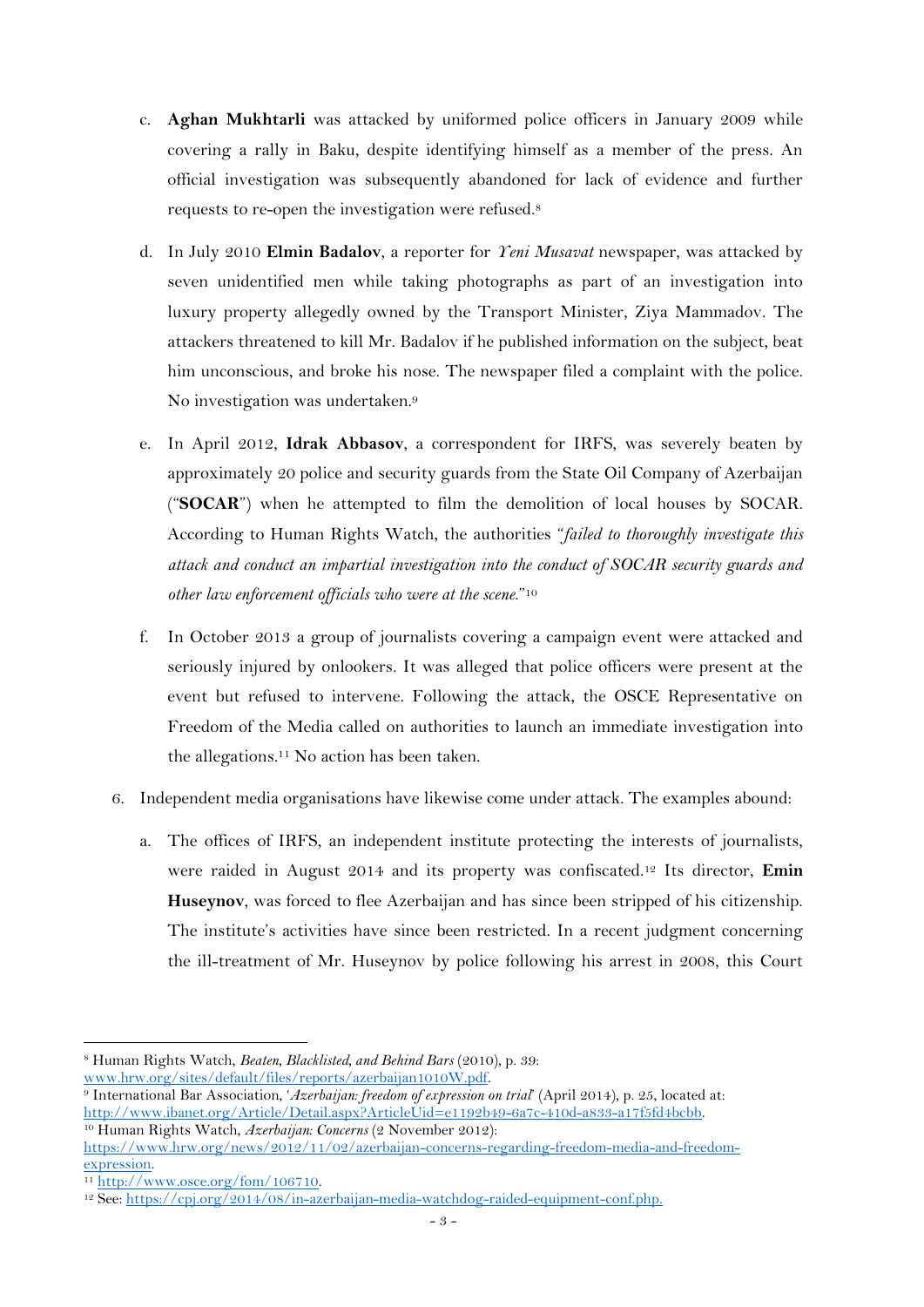c. **Aghan Mukhtarli** was attacked by uniformed police officers in January 2009 while covering a rally in Baku, despite identifying himself as a member of the press. An official investigation was subsequently abandoned for lack of evidence and further requests to re-open the investigation were refused.[8]

d. In July 2010 **Elmin Badalov**, a reporter for *Yeni Musavat* newspaper, was attacked by seven unidentified men while taking photographs as part of an investigation into luxury property allegedly owned by the Transport Minister, Ziya Mammadov. The attackers threatened to kill Mr. Badalov if he published information on the subject, beat him unconscious, and broke his nose. The newspaper filed a complaint with the police. No investigation was undertaken.[9]

e. In April 2012, **Idrak Abbasov**, a correspondent for IRFS, was severely beaten by approximately 20 police and security guards from the State Oil Company of Azerbaijan ("**SOCAR**") when he attempted to film the demolition of local houses by SOCAR. According to Human Rights Watch, the authorities "*failed to thoroughly investigate this attack and conduct an impartial investigation into the conduct of SOCAR security guards and other law enforcement officials who were at the scene.*"[10]

f. In October 2013 a group of journalists covering a campaign event were attacked and seriously injured by onlookers. It was alleged that police officers were present at the event but refused to intervene. Following the attack, the OSCE Representative on Freedom of the Media called on authorities to launch an immediate investigation into the allegations.[11] No action has been taken.

6. Independent media organisations have likewise come under attack. The examples abound:

   a. The offices of IRFS, an independent institute protecting the interests of journalists, were raided in August 2014 and its property was confiscated.[12] Its director, **Emin Huseynov**, was forced to flee Azerbaijan and has since been stripped of his citizenship. The institute's activities have since been restricted. In a recent judgment concerning the ill-treatment of Mr. Huseynov by police following his arrest in 2008, this Court

---

[8] Human Rights Watch, *Beaten, Blacklisted, and Behind Bars* (2010), p. 39: www.hrw.org/sites/default/files/reports/azerbaijan1010W.pdf.

[9] International Bar Association, '*Azerbaijan: freedom of expression on trial*' (April 2014), p. 25, located at: http://www.ibanet.org/Article/Detail.aspx?ArticleUid=e1192b49-6a7c-410d-a833-a17f5fd4bcbb.

[10] Human Rights Watch, *Azerbaijan: Concerns* (2 November 2012): https://www.hrw.org/news/2012/11/02/azerbaijan-concerns-regarding-freedom-media-and-freedom-expression.

[11] http://www.osce.org/fom/106710.

[12] See: https://cpj.org/2014/08/in-azerbaijan-media-watchdog-raided-equipment-conf.php.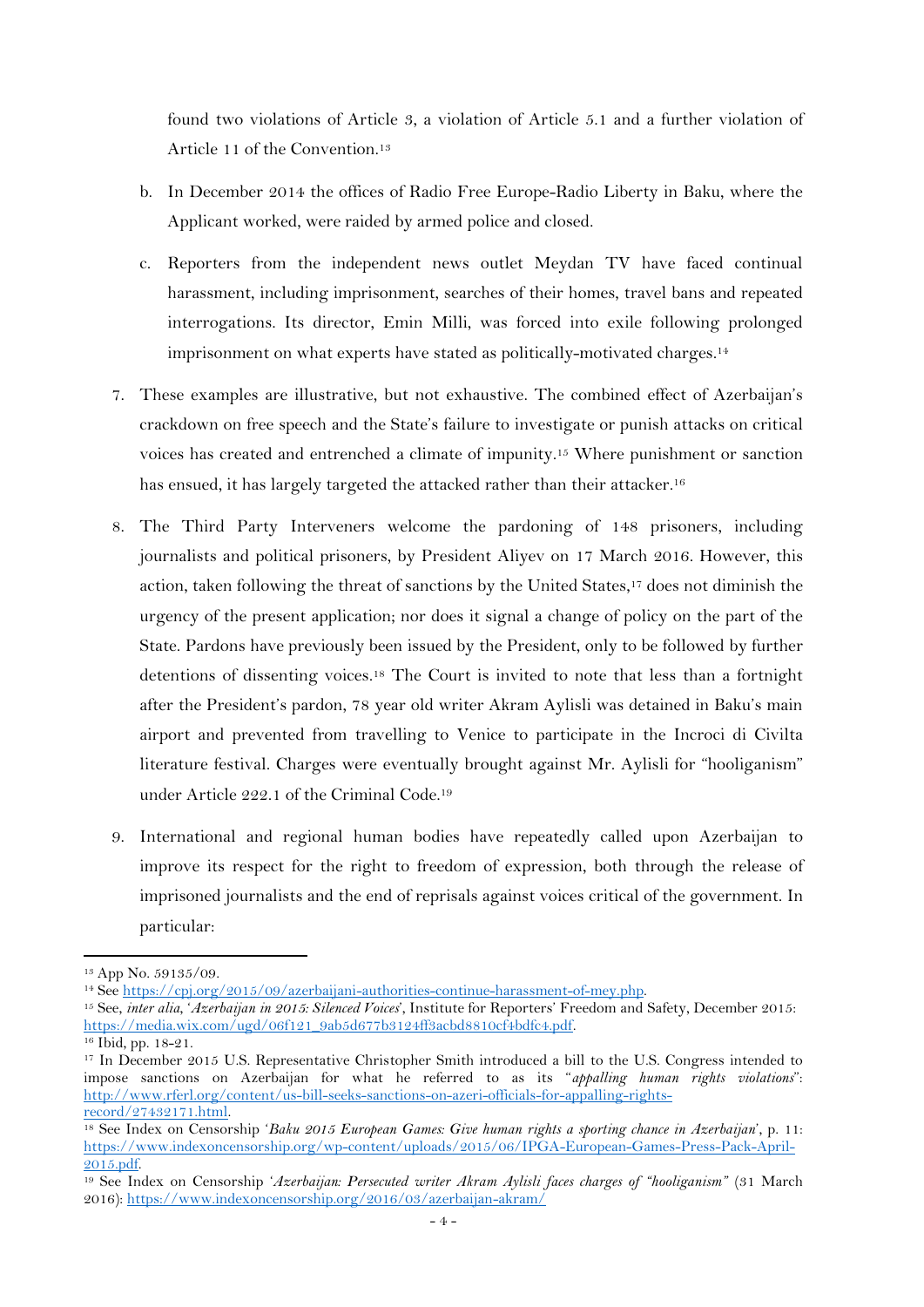found two violations of Article 3, a violation of Article 5.1 and a further violation of Article 11 of the Convention.[13]

b. In December 2014 the offices of Radio Free Europe-Radio Liberty in Baku, where the Applicant worked, were raided by armed police and closed.

c. Reporters from the independent news outlet Meydan TV have faced continual harassment, including imprisonment, searches of their homes, travel bans and repeated interrogations. Its director, Emin Milli, was forced into exile following prolonged imprisonment on what experts have stated as politically-motivated charges.[14]

7. These examples are illustrative, but not exhaustive. The combined effect of Azerbaijan's crackdown on free speech and the State's failure to investigate or punish attacks on critical voices has created and entrenched a climate of impunity.[15] Where punishment or sanction has ensued, it has largely targeted the attacked rather than their attacker.[16]

8. The Third Party Interveners welcome the pardoning of 148 prisoners, including journalists and political prisoners, by President Aliyev on 17 March 2016. However, this action, taken following the threat of sanctions by the United States,[17] does not diminish the urgency of the present application; nor does it signal a change of policy on the part of the State. Pardons have previously been issued by the President, only to be followed by further detentions of dissenting voices.[18] The Court is invited to note that less than a fortnight after the President's pardon, 78 year old writer Akram Aylisli was detained in Baku's main airport and prevented from travelling to Venice to participate in the Incroci di Civilta literature festival. Charges were eventually brought against Mr. Aylisli for "hooliganism" under Article 222.1 of the Criminal Code.[19]

9. International and regional human bodies have repeatedly called upon Azerbaijan to improve its respect for the right to freedom of expression, both through the release of imprisoned journalists and the end of reprisals against voices critical of the government. In particular:

---

[13] App No. 59135/09.

[14] See https://cpj.org/2015/09/azerbaijani-authorities-continue-harassment-of-mey.php.

[15] See, *inter alia*, '*Azerbaijan in 2015: Silenced Voices*', Institute for Reporters' Freedom and Safety, December 2015: https://media.wix.com/ugd/06f121_9ab5d677b3124ff3acbd8810cf4bdfc4.pdf.

[16] Ibid, pp. 18-21.

[17] In December 2015 U.S. Representative Christopher Smith introduced a bill to the U.S. Congress intended to impose sanctions on Azerbaijan for what he referred to as its "*appalling human rights violations*": http://www.rferl.org/content/us-bill-seeks-sanctions-on-azeri-officials-for-appalling-rights-record/27432171.html.

[18] See Index on Censorship '*Baku 2015 European Games: Give human rights a sporting chance in Azerbaijan*', p. 11: https://www.indexoncensorship.org/wp-content/uploads/2015/06/IPGA-European-Games-Press-Pack-April-2015.pdf.

[19] See Index on Censorship '*Azerbaijan: Persecuted writer Akram Aylisli faces charges of "hooliganism"*' (31 March 2016): https://www.indexoncensorship.org/2016/03/azerbaijan-akram/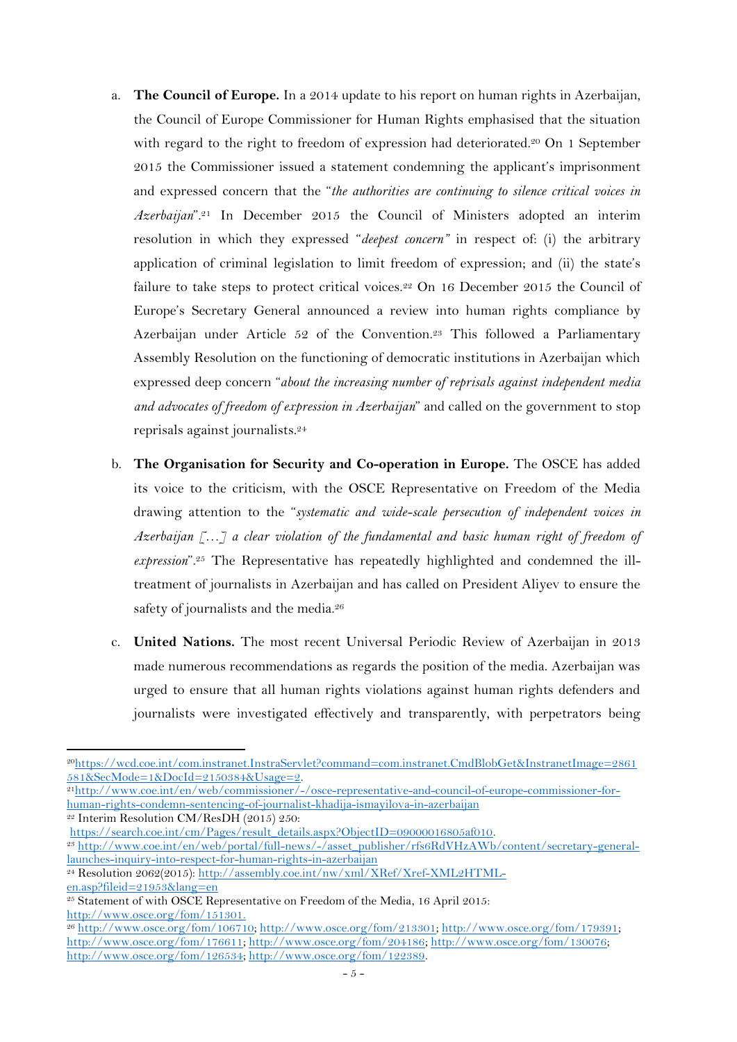a. **The Council of Europe.** In a 2014 update to his report on human rights in Azerbaijan, the Council of Europe Commissioner for Human Rights emphasised that the situation with regard to the right to freedom of expression had deteriorated.[20] On 1 September 2015 the Commissioner issued a statement condemning the applicant's imprisonment and expressed concern that the "*the authorities are continuing to silence critical voices in Azerbaijan*".[21] In December 2015 the Council of Ministers adopted an interim resolution in which they expressed "*deepest concern*" in respect of: (i) the arbitrary application of criminal legislation to limit freedom of expression; and (ii) the state's failure to take steps to protect critical voices.[22] On 16 December 2015 the Council of Europe's Secretary General announced a review into human rights compliance by Azerbaijan under Article 52 of the Convention.[23] This followed a Parliamentary Assembly Resolution on the functioning of democratic institutions in Azerbaijan which expressed deep concern "*about the increasing number of reprisals against independent media and advocates of freedom of expression in Azerbaijan*" and called on the government to stop reprisals against journalists.[24]

b. **The Organisation for Security and Co-operation in Europe.** The OSCE has added its voice to the criticism, with the OSCE Representative on Freedom of the Media drawing attention to the "*systematic and wide-scale persecution of independent voices in Azerbaijan […] a clear violation of the fundamental and basic human right of freedom of expression*".[25] The Representative has repeatedly highlighted and condemned the ill-treatment of journalists in Azerbaijan and has called on President Aliyev to ensure the safety of journalists and the media.[26]

c. **United Nations.** The most recent Universal Periodic Review of Azerbaijan in 2013 made numerous recommendations as regards the position of the media. Azerbaijan was urged to ensure that all human rights violations against human rights defenders and journalists were investigated effectively and transparently, with perpetrators being

---

[20] https://wcd.coe.int/com.instranet.InstraServlet?command=com.instranet.CmdBlobGet&InstranetImage=2861581&SecMode=1&DocId=2150384&Usage=2.

[21] http://www.coe.int/en/web/commissioner/-/osce-representative-and-council-of-europe-commissioner-for-human-rights-condemn-sentencing-of-journalist-khadija-ismayilova-in-azerbaijan

[22] Interim Resolution CM/ResDH (2015) 250: https://search.coe.int/cm/Pages/result_details.aspx?ObjectID=09000016805af010.

[23] http://www.coe.int/en/web/portal/full-news/-/asset_publisher/rfs6RdVHzAWb/content/secretary-general-launches-inquiry-into-respect-for-human-rights-in-azerbaijan

[24] Resolution 2062(2015): http://assembly.coe.int/nw/xml/XRef/Xref-XML2HTML-en.asp?fileid=21953&lang=en

[25] Statement of with OSCE Representative on Freedom of the Media, 16 April 2015: http://www.osce.org/fom/151301.

[26] http://www.osce.org/fom/106710; http://www.osce.org/fom/213301; http://www.osce.org/fom/179391; http://www.osce.org/fom/176611; http://www.osce.org/fom/204186; http://www.osce.org/fom/130076; http://www.osce.org/fom/126534; http://www.osce.org/fom/122389.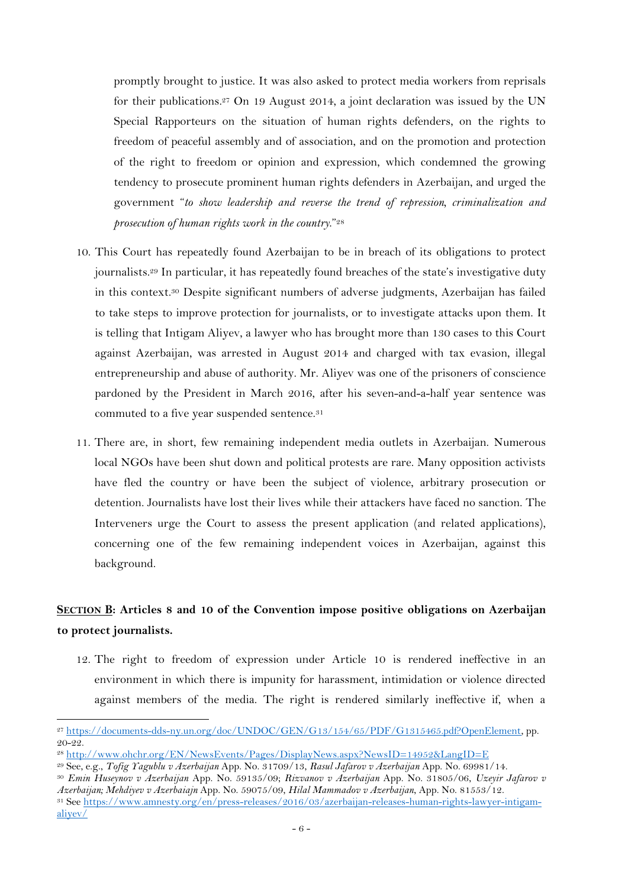promptly brought to justice. It was also asked to protect media workers from reprisals for their publications.[27] On 19 August 2014, a joint declaration was issued by the UN Special Rapporteurs on the situation of human rights defenders, on the rights to freedom of peaceful assembly and of association, and on the promotion and protection of the right to freedom or opinion and expression, which condemned the growing tendency to prosecute prominent human rights defenders in Azerbaijan, and urged the government *"to show leadership and reverse the trend of repression, criminalization and prosecution of human rights work in the country."*[28]

10. This Court has repeatedly found Azerbaijan to be in breach of its obligations to protect journalists.[29] In particular, it has repeatedly found breaches of the state's investigative duty in this context.[30] Despite significant numbers of adverse judgments, Azerbaijan has failed to take steps to improve protection for journalists, or to investigate attacks upon them. It is telling that Intigam Aliyev, a lawyer who has brought more than 130 cases to this Court against Azerbaijan, was arrested in August 2014 and charged with tax evasion, illegal entrepreneurship and abuse of authority. Mr. Aliyev was one of the prisoners of conscience pardoned by the President in March 2016, after his seven-and-a-half year sentence was commuted to a five year suspended sentence.[31]

11. There are, in short, few remaining independent media outlets in Azerbaijan. Numerous local NGOs have been shut down and political protests are rare. Many opposition activists have fled the country or have been the subject of violence, arbitrary prosecution or detention. Journalists have lost their lives while their attackers have faced no sanction. The Interveners urge the Court to assess the present application (and related applications), concerning one of the few remaining independent voices in Azerbaijan, against this background.

## <u>SECTION B</u>: Articles 8 and 10 of the Convention impose positive obligations on Azerbaijan to protect journalists.

12. The right to freedom of expression under Article 10 is rendered ineffective in an environment in which there is impunity for harassment, intimidation or violence directed against members of the media. The right is rendered similarly ineffective if, when a

---

[27] https://documents-dds-ny.un.org/doc/UNDOC/GEN/G13/154/65/PDF/G1315465.pdf?OpenElement, pp. 20-22.

[28] http://www.ohchr.org/EN/NewsEvents/Pages/DisplayNews.aspx?NewsID=14952&LangID=E

[29] See, e.g., *Tofig Yagublu v Azerbaijan* App. No. 31709/13, *Rasul Jafarov v Azerbaijan* App. No. 69981/14.

[30] *Emin Huseynov v Azerbaijan* App. No. 59135/09; *Rizvanov v Azerbaijan* App. No. 31805/06, *Uzeyir Jafarov v Azerbaijan; Mehdiyev v Azerbaiajn* App. No. 59075/09, *Hilal Mammadov v Azerbaijan,* App. No. 81553/12.

[31] See https://www.amnesty.org/en/press-releases/2016/03/azerbaijan-releases-human-rights-lawyer-intigam-aliyev/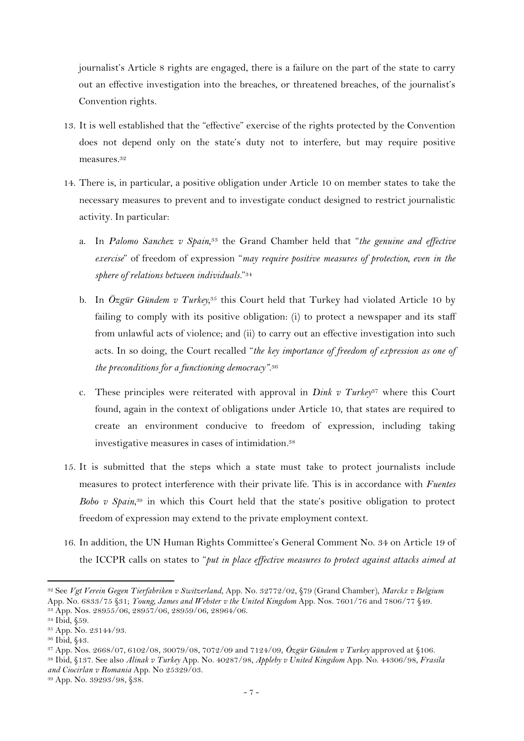journalist's Article 8 rights are engaged, there is a failure on the part of the state to carry out an effective investigation into the breaches, or threatened breaches, of the journalist's Convention rights.

13. It is well established that the "effective" exercise of the rights protected by the Convention does not depend only on the state's duty not to interfere, but may require positive measures.[32]

14. There is, in particular, a positive obligation under Article 10 on member states to take the necessary measures to prevent and to investigate conduct designed to restrict journalistic activity. In particular:

    a. In *Palomo Sanchez v Spain*,[33] the Grand Chamber held that "*the genuine and effective exercise*" of freedom of expression "*may require positive measures of protection, even in the sphere of relations between individuals.*"[34]

    b. In *Özgür Gündem v Turkey*,[35] this Court held that Turkey had violated Article 10 by failing to comply with its positive obligation: (i) to protect a newspaper and its staff from unlawful acts of violence; and (ii) to carry out an effective investigation into such acts. In so doing, the Court recalled "*the key importance of freedom of expression as one of the preconditions for a functioning democracy*".[36]

    c. These principles were reiterated with approval in *Dink v Turkey*[37] where this Court found, again in the context of obligations under Article 10, that states are required to create an environment conducive to freedom of expression, including taking investigative measures in cases of intimidation.[38]

15. It is submitted that the steps which a state must take to protect journalists include measures to protect interference with their private life. This is in accordance with *Fuentes Bobo v Spain*,[39] in which this Court held that the state's positive obligation to protect freedom of expression may extend to the private employment context.

16. In addition, the UN Human Rights Committee's General Comment No. 34 on Article 19 of the ICCPR calls on states to "*put in place effective measures to protect against attacks aimed at*

---

[32] See *Vgt Verein Gegen Tierfabriken v Switzerland*, App. No. 32772/02, §79 (Grand Chamber), *Marckx v Belgium* App. No. 6833/75 §31; *Young, James and Webster v the United Kingdom* App. Nos. 7601/76 and 7806/77 §49.

[33] App. Nos. 28955/06, 28957/06, 28959/06, 28964/06.

[34] Ibid, §59.

[35] App. No. 23144/93.

[36] Ibid, §43.

[37] App. Nos. 2668/07, 6102/08, 30079/08, 7072/09 and 7124/09, *Özgür Gündem v Turkey* approved at §106.

[38] Ibid, §137. See also *Alinak v Turkey* App. No. 40287/98, *Appleby v United Kingdom* App. No. 44306/98, *Frasila and Ciocirlan v Romania* App. No 25329/03.

[39] App. No. 39293/98, §38.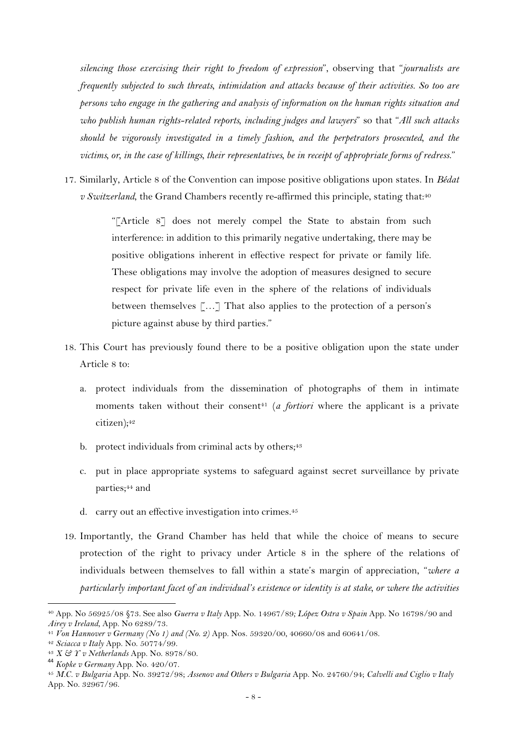*silencing those exercising their right to freedom of expression*", observing that "*journalists are frequently subjected to such threats, intimidation and attacks because of their activities. So too are persons who engage in the gathering and analysis of information on the human rights situation and who publish human rights-related reports, including judges and lawyers*" so that "*All such attacks should be vigorously investigated in a timely fashion, and the perpetrators prosecuted, and the victims, or, in the case of killings, their representatives, be in receipt of appropriate forms of redress.*"

17. Similarly, Article 8 of the Convention can impose positive obligations upon states. In *Bédat v Switzerland*, the Grand Chambers recently re-affirmed this principle, stating that:[40]

> "[Article 8] does not merely compel the State to abstain from such interference: in addition to this primarily negative undertaking, there may be positive obligations inherent in effective respect for private or family life. These obligations may involve the adoption of measures designed to secure respect for private life even in the sphere of the relations of individuals between themselves […] That also applies to the protection of a person's picture against abuse by third parties."

18. This Court has previously found there to be a positive obligation upon the state under Article 8 to:

    a. protect individuals from the dissemination of photographs of them in intimate moments taken without their consent[41] (*a fortiori* where the applicant is a private citizen);[42]

    b. protect individuals from criminal acts by others;[43]

    c. put in place appropriate systems to safeguard against secret surveillance by private parties;[44] and

    d. carry out an effective investigation into crimes.[45]

19. Importantly, the Grand Chamber has held that while the choice of means to secure protection of the right to privacy under Article 8 in the sphere of the relations of individuals between themselves to fall within a state's margin of appreciation, "*where a particularly important facet of an individual's existence or identity is at stake, or where the activities*

---

[40] App. No 56925/08 §73. See also *Guerra v Italy* App. No. 14967/89; *López Ostra v Spain* App. No 16798/90 and *Airey v Ireland*, App. No 6289/73.

[41] *Von Hannover v Germany (No 1) and (No. 2)* App. Nos. 59320/00, 40660/08 and 60641/08.

[42] *Sciacca v Italy* App. No. 50774/99.

[43] *X & Y v Netherlands* App. No. 8978/80.

[44] *Kopke v Germany* App. No. 420/07.

[45] *M.C. v Bulgaria* App. No. 39272/98; *Assenov and Others v Bulgaria* App. No. 24760/94; *Calvelli and Ciglio v Italy* App. No. 32967/96.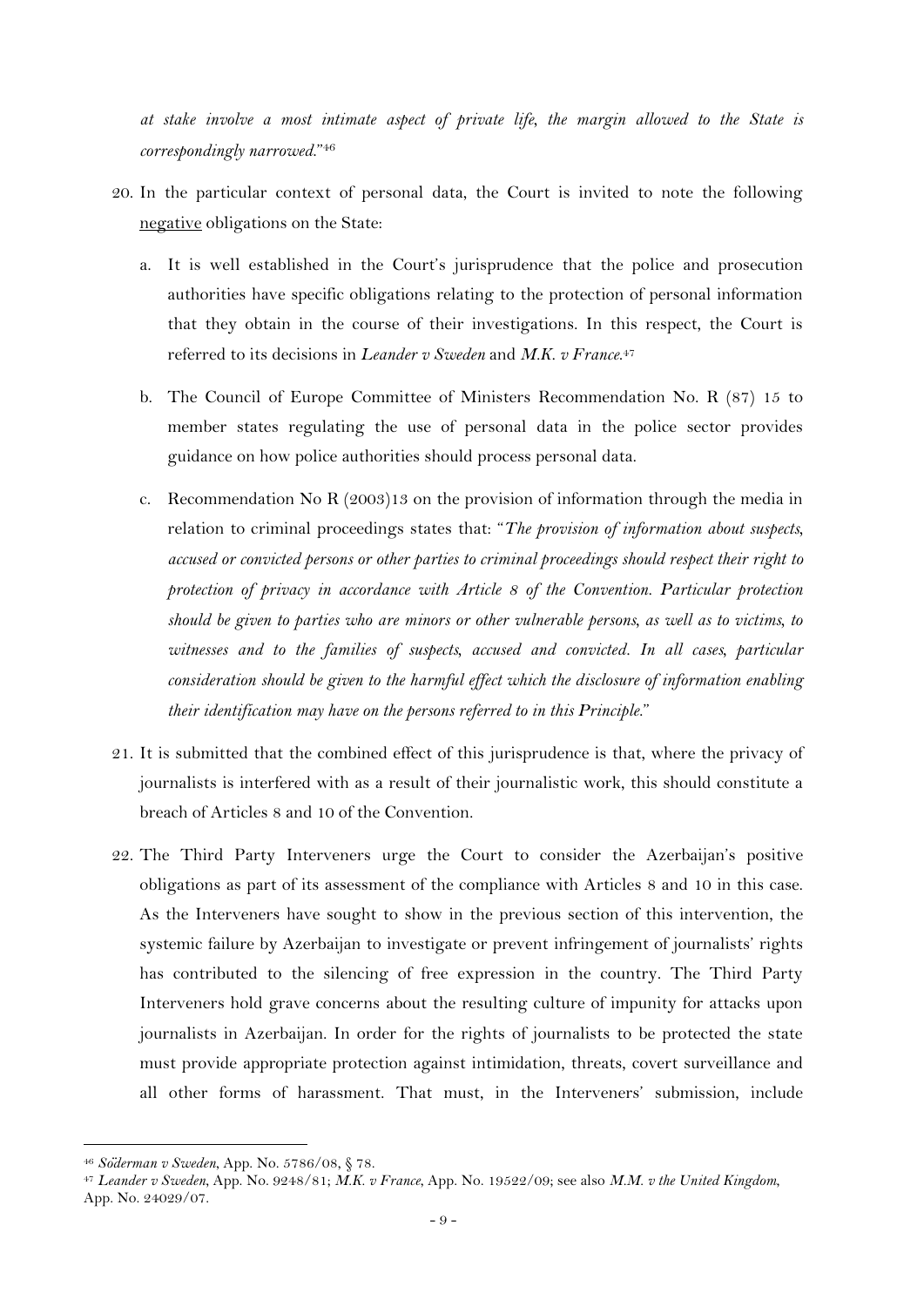*at stake involve a most intimate aspect of private life, the margin allowed to the State is correspondingly narrowed.*"[46]

20. In the particular context of personal data, the Court is invited to note the following negative obligations on the State:

    a. It is well established in the Court's jurisprudence that the police and prosecution authorities have specific obligations relating to the protection of personal information that they obtain in the course of their investigations. In this respect, the Court is referred to its decisions in *Leander v Sweden* and *M.K. v France*.[47]

    b. The Council of Europe Committee of Ministers Recommendation No. R (87) 15 to member states regulating the use of personal data in the police sector provides guidance on how police authorities should process personal data.

    c. Recommendation No R (2003)13 on the provision of information through the media in relation to criminal proceedings states that: "*The provision of information about suspects, accused or convicted persons or other parties to criminal proceedings should respect their right to protection of privacy in accordance with Article 8 of the Convention. Particular protection should be given to parties who are minors or other vulnerable persons, as well as to victims, to witnesses and to the families of suspects, accused and convicted. In all cases, particular consideration should be given to the harmful effect which the disclosure of information enabling their identification may have on the persons referred to in this Principle.*"

21. It is submitted that the combined effect of this jurisprudence is that, where the privacy of journalists is interfered with as a result of their journalistic work, this should constitute a breach of Articles 8 and 10 of the Convention.

22. The Third Party Interveners urge the Court to consider the Azerbaijan's positive obligations as part of its assessment of the compliance with Articles 8 and 10 in this case. As the Interveners have sought to show in the previous section of this intervention, the systemic failure by Azerbaijan to investigate or prevent infringement of journalists' rights has contributed to the silencing of free expression in the country. The Third Party Interveners hold grave concerns about the resulting culture of impunity for attacks upon journalists in Azerbaijan. In order for the rights of journalists to be protected the state must provide appropriate protection against intimidation, threats, covert surveillance and all other forms of harassment. That must, in the Interveners' submission, include

[46] *Söderman v Sweden*, App. No. 5786/08, § 78.

[47] *Leander v Sweden*, App. No. 9248/81; *M.K. v France*, App. No. 19522/09; see also *M.M. v the United Kingdom*, App. No. 24029/07.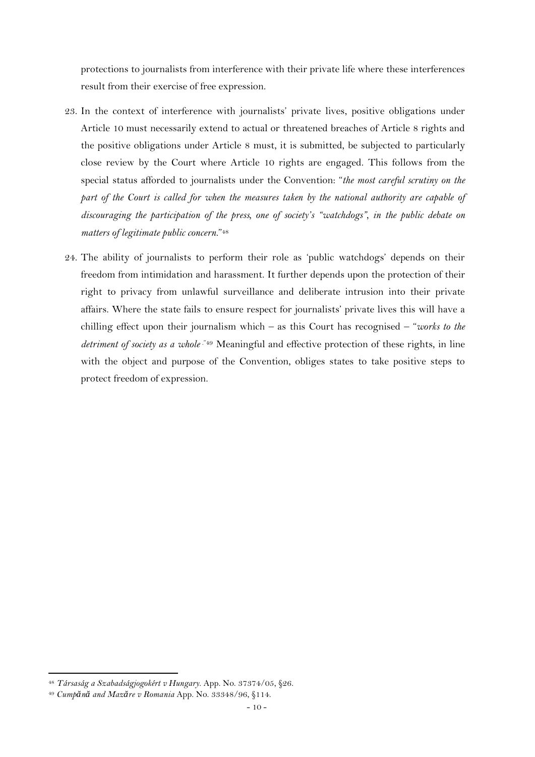protections to journalists from interference with their private life where these interferences result from their exercise of free expression.

23. In the context of interference with journalists' private lives, positive obligations under Article 10 must necessarily extend to actual or threatened breaches of Article 8 rights and the positive obligations under Article 8 must, it is submitted, be subjected to particularly close review by the Court where Article 10 rights are engaged. This follows from the special status afforded to journalists under the Convention: "*the most careful scrutiny on the part of the Court is called for when the measures taken by the national authority are capable of discouraging the participation of the press, one of society's "watchdogs", in the public debate on matters of legitimate public concern.*"[48]

24. The ability of journalists to perform their role as 'public watchdogs' depends on their freedom from intimidation and harassment. It further depends upon the protection of their right to privacy from unlawful surveillance and deliberate intrusion into their private affairs. Where the state fails to ensure respect for journalists' private lives this will have a chilling effect upon their journalism which – as this Court has recognised – "*works to the detriment of society as a whole*."[49] Meaningful and effective protection of these rights, in line with the object and purpose of the Convention, obliges states to take positive steps to protect freedom of expression.

---

[48] *Társaság a Szabadságjogokért v Hungary*. App. No. 37374/05, §26.

[49] *Cumpǎnǎ and Mazǎre v Romania* App. No. 33348/96, §114.